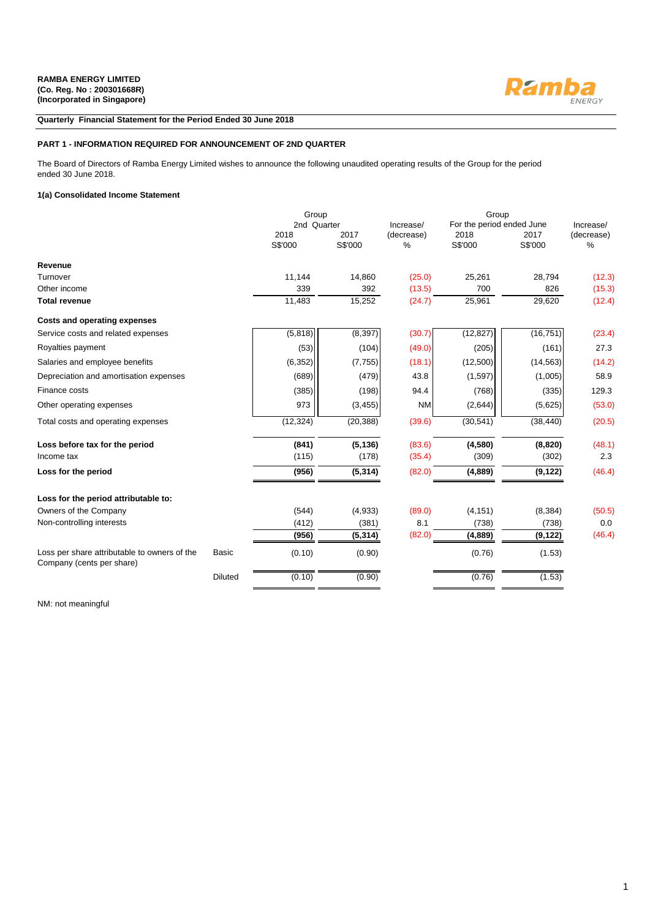**RAMBA ENERGY LIMITED**
**(Co. Reg. No : 200301668R)**
**(Incorporated in Singapore)**

**Quarterly Financial Statement for the Period Ended 30 June 2018**

**PART 1 - INFORMATION REQUIRED FOR ANNOUNCEMENT OF 2ND QUARTER**

The Board of Directors of Ramba Energy Limited wishes to announce the following unaudited operating results of the Group for the period ended 30 June 2018.

**1(a) Consolidated Income Statement**

| | | Group 2nd Quarter | | Increase/ (decrease) | Group For the period ended June | | Increase/ (decrease) |
|---|---|---|---|---|---|---|---|
| | | 2018 | 2017 | | 2018 | 2017 | |
| | | S$'000 | S$'000 | % | S$'000 | S$'000 | % |
| **Revenue** | | | | | | | |
| Turnover | | 11,144 | 14,860 | (25.0) | 25,261 | 28,794 | (12.3) |
| Other income | | 339 | 392 | (13.5) | 700 | 826 | (15.3) |
| **Total revenue** | | 11,483 | 15,252 | (24.7) | 25,961 | 29,620 | (12.4) |
| **Costs and operating expenses** | | | | | | | |
| Service costs and related expenses | | (5,818) | (8,397) | (30.7) | (12,827) | (16,751) | (23.4) |
| Royalties payment | | (53) | (104) | (49.0) | (205) | (161) | 27.3 |
| Salaries and employee benefits | | (6,352) | (7,755) | (18.1) | (12,500) | (14,563) | (14.2) |
| Depreciation and amortisation expenses | | (689) | (479) | 43.8 | (1,597) | (1,005) | 58.9 |
| Finance costs | | (385) | (198) | 94.4 | (768) | (335) | 129.3 |
| Other operating expenses | | 973 | (3,455) | NM | (2,644) | (5,625) | (53.0) |
| Total costs and operating expenses | | (12,324) | (20,388) | (39.6) | (30,541) | (38,440) | (20.5) |
| **Loss before tax for the period** | | **(841)** | **(5,136)** | (83.6) | **(4,580)** | **(8,820)** | (48.1) |
| Income tax | | (115) | (178) | (35.4) | (309) | (302) | 2.3 |
| **Loss for the period** | | **(956)** | **(5,314)** | (82.0) | **(4,889)** | **(9,122)** | (46.4) |
| **Loss for the period attributable to:** | | | | | | | |
| Owners of the Company | | (544) | (4,933) | (89.0) | (4,151) | (8,384) | (50.5) |
| Non-controlling interests | | (412) | (381) | 8.1 | (738) | (738) | 0.0 |
| | | **(956)** | **(5,314)** | (82.0) | **(4,889)** | **(9,122)** | (46.4) |
| Loss per share attributable to owners of the Company (cents per share) | Basic | (0.10) | (0.90) | | (0.76) | (1.53) | |
| | Diluted | (0.10) | (0.90) | | (0.76) | (1.53) | |

NM: not meaningful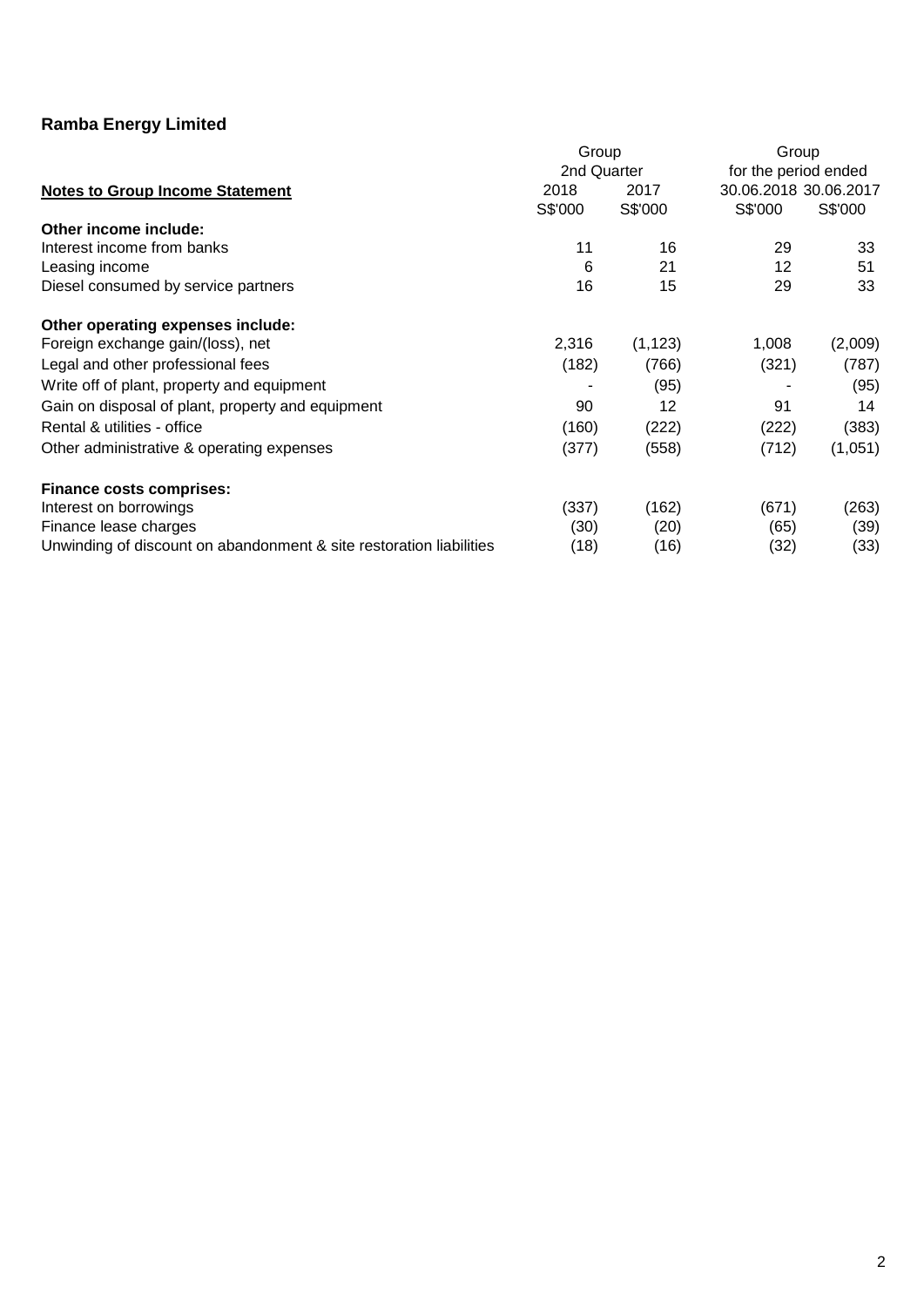**Ramba Energy Limited**

| Notes to Group Income Statement | Group 2nd Quarter 2018 | Group 2nd Quarter 2017 | Group for the period ended 30.06.2018 | Group for the period ended 30.06.2017 |
|---|---|---|---|---|
| | S$'000 | S$'000 | S$'000 | S$'000 |
| **Other income include:** | | | | |
| Interest income from banks | 11 | 16 | 29 | 33 |
| Leasing income | 6 | 21 | 12 | 51 |
| Diesel consumed by service partners | 16 | 15 | 29 | 33 |
| **Other operating expenses include:** | | | | |
| Foreign exchange gain/(loss), net | 2,316 | (1,123) | 1,008 | (2,009) |
| Legal and other professional fees | (182) | (766) | (321) | (787) |
| Write off of plant, property and equipment | - | (95) | - | (95) |
| Gain on disposal of plant, property and equipment | 90 | 12 | 91 | 14 |
| Rental & utilities - office | (160) | (222) | (222) | (383) |
| Other administrative & operating expenses | (377) | (558) | (712) | (1,051) |
| **Finance costs comprises:** | | | | |
| Interest on borrowings | (337) | (162) | (671) | (263) |
| Finance lease charges | (30) | (20) | (65) | (39) |
| Unwinding of discount on abandonment & site restoration liabilities | (18) | (16) | (32) | (33) |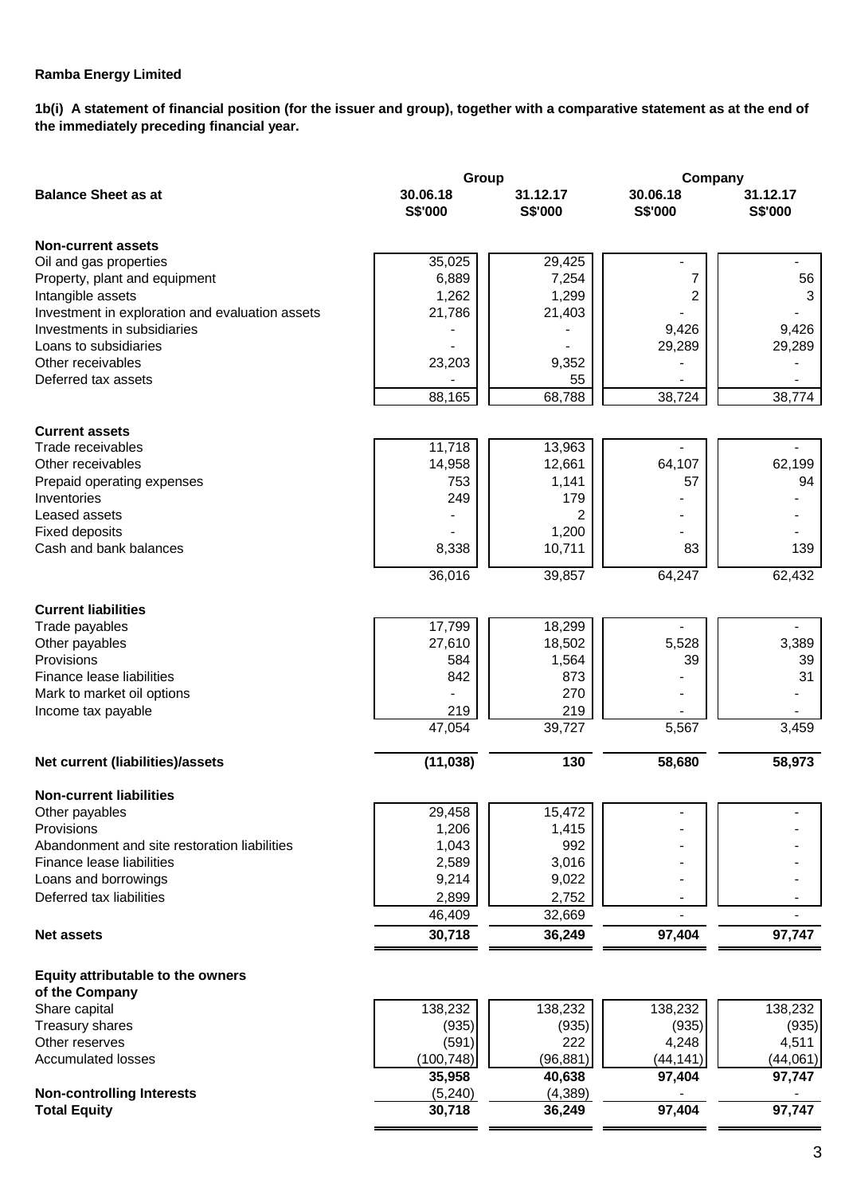**Ramba Energy Limited**

**1b(i) A statement of financial position (for the issuer and group), together with a comparative statement as at the end of the immediately preceding financial year.**

| **Balance Sheet as at** | **Group** | | **Company** | |
|---|---|---|---|---|
| | **30.06.18** | **31.12.17** | **30.06.18** | **31.12.17** |
| | **S$'000** | **S$'000** | **S$'000** | **S$'000** |
| **Non-current assets** | | | | |
| Oil and gas properties | 35,025 | 29,425 | - | - |
| Property, plant and equipment | 6,889 | 7,254 | 7 | 56 |
| Intangible assets | 1,262 | 1,299 | 2 | 3 |
| Investment in exploration and evaluation assets | 21,786 | 21,403 | - | - |
| Investments in subsidiaries | - | - | 9,426 | 9,426 |
| Loans to subsidiaries | - | - | 29,289 | 29,289 |
| Other receivables | 23,203 | 9,352 | - | - |
| Deferred tax assets | - | 55 | - | - |
| | 88,165 | 68,788 | 38,724 | 38,774 |
| **Current assets** | | | | |
| Trade receivables | 11,718 | 13,963 | - | - |
| Other receivables | 14,958 | 12,661 | 64,107 | 62,199 |
| Prepaid operating expenses | 753 | 1,141 | 57 | 94 |
| Inventories | 249 | 179 | - | - |
| Leased assets | - | 2 | - | - |
| Fixed deposits | - | 1,200 | - | - |
| Cash and bank balances | 8,338 | 10,711 | 83 | 139 |
| | 36,016 | 39,857 | 64,247 | 62,432 |
| **Current liabilities** | | | | |
| Trade payables | 17,799 | 18,299 | - | - |
| Other payables | 27,610 | 18,502 | 5,528 | 3,389 |
| Provisions | 584 | 1,564 | 39 | 39 |
| Finance lease liabilities | 842 | 873 | - | 31 |
| Mark to market oil options | - | 270 | - | - |
| Income tax payable | 219 | 219 | - | - |
| | 47,054 | 39,727 | 5,567 | 3,459 |
| **Net current (liabilities)/assets** | **(11,038)** | **130** | **58,680** | **58,973** |
| **Non-current liabilities** | | | | |
| Other payables | 29,458 | 15,472 | - | - |
| Provisions | 1,206 | 1,415 | - | - |
| Abandonment and site restoration liabilities | 1,043 | 992 | - | - |
| Finance lease liabilities | 2,589 | 3,016 | - | - |
| Loans and borrowings | 9,214 | 9,022 | - | - |
| Deferred tax liabilities | 2,899 | 2,752 | - | - |
| | 46,409 | 32,669 | - | - |
| **Net assets** | **30,718** | **36,249** | **97,404** | **97,747** |
| **Equity attributable to the owners of the Company** | | | | |
| Share capital | 138,232 | 138,232 | 138,232 | 138,232 |
| Treasury shares | (935) | (935) | (935) | (935) |
| Other reserves | (591) | 222 | 4,248 | 4,511 |
| Accumulated losses | (100,748) | (96,881) | (44,141) | (44,061) |
| | **35,958** | **40,638** | **97,404** | **97,747** |
| **Non-controlling Interests** | (5,240) | (4,389) | - | - |
| **Total Equity** | **30,718** | **36,249** | **97,404** | **97,747** |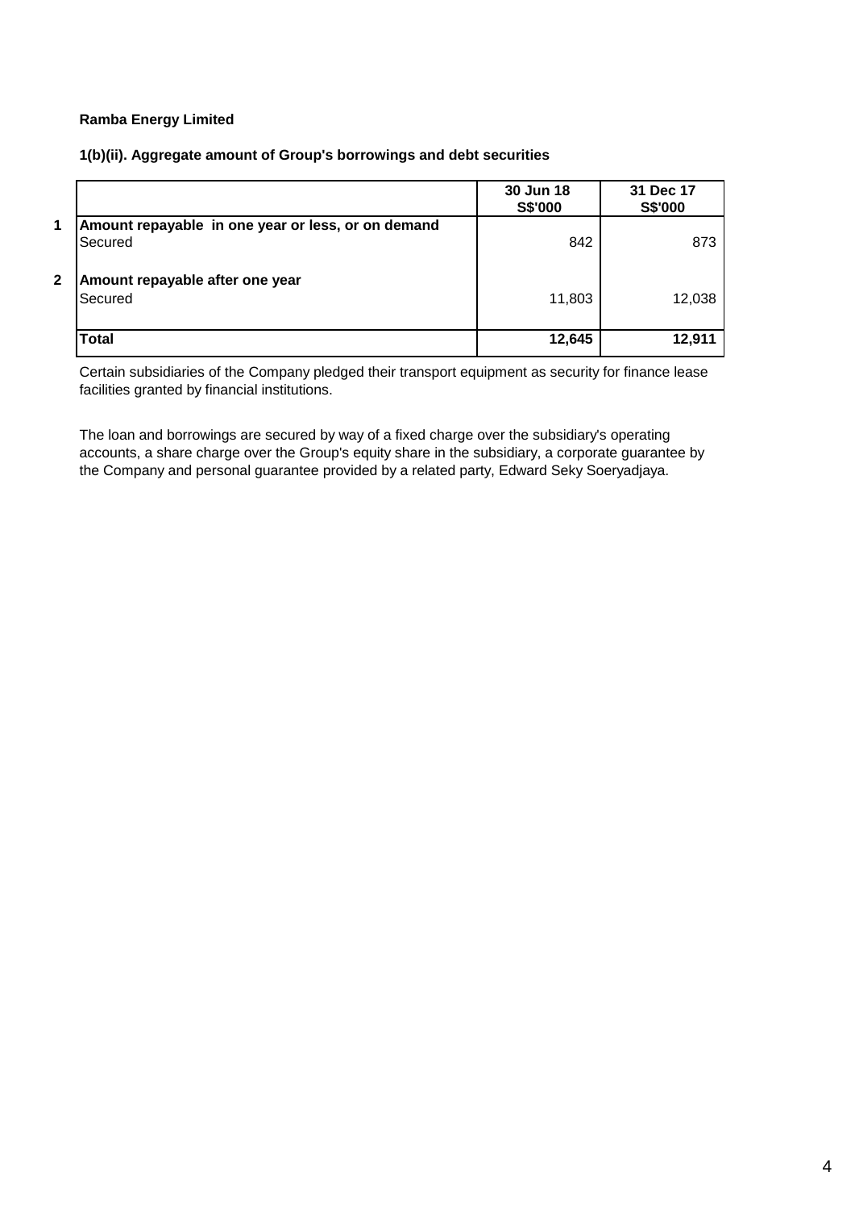**Ramba Energy Limited**

**1(b)(ii). Aggregate amount of Group's borrowings and debt securities**

| | | **30 Jun 18 S$'000** | **31 Dec 17 S$'000** |
|---|---|---|---|
| **1** | **Amount repayable in one year or less, or on demand** | | |
| | Secured | 842 | 873 |
| **2** | **Amount repayable after one year** | | |
| | Secured | 11,803 | 12,038 |
| | **Total** | **12,645** | **12,911** |

Certain subsidiaries of the Company pledged their transport equipment as security for finance lease facilities granted by financial institutions.

The loan and borrowings are secured by way of a fixed charge over the subsidiary's operating accounts, a share charge over the Group's equity share in the subsidiary, a corporate guarantee by the Company and personal guarantee provided by a related party, Edward Seky Soeryadjaya.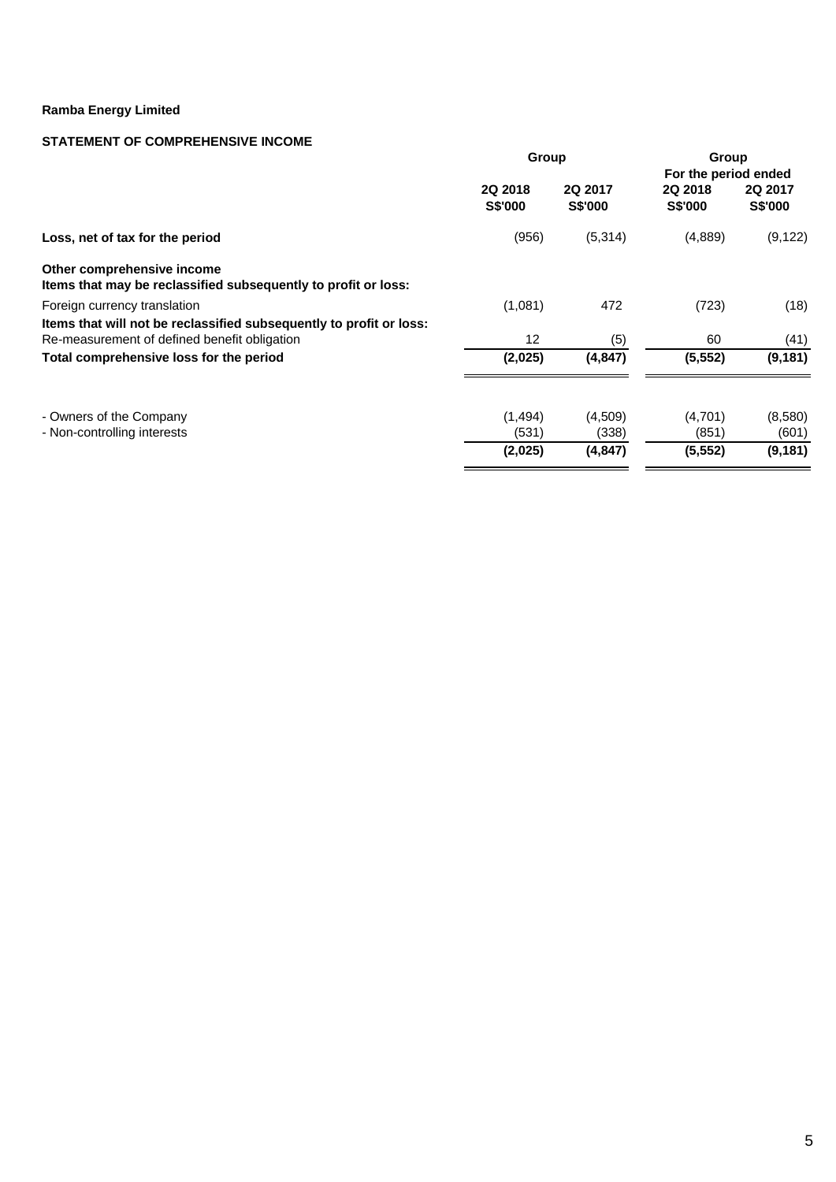**Ramba Energy Limited**

**STATEMENT OF COMPREHENSIVE INCOME**

| | Group | | Group | |
|---|---|---|---|---|
| | | | For the period ended | |
| | 2Q 2018 S$'000 | 2Q 2017 S$'000 | 2Q 2018 S$'000 | 2Q 2017 S$'000 |
| **Loss, net of tax for the period** | (956) | (5,314) | (4,889) | (9,122) |
| **Other comprehensive income** | | | | |
| **Items that may be reclassified subsequently to profit or loss:** | | | | |
| Foreign currency translation | (1,081) | 472 | (723) | (18) |
| **Items that will not be reclassified subsequently to profit or loss:** | | | | |
| Re-measurement of defined benefit obligation | 12 | (5) | 60 | (41) |
| **Total comprehensive loss for the period** | **(2,025)** | **(4,847)** | **(5,552)** | **(9,181)** |
| - Owners of the Company | (1,494) | (4,509) | (4,701) | (8,580) |
| - Non-controlling interests | (531) | (338) | (851) | (601) |
| | **(2,025)** | **(4,847)** | **(5,552)** | **(9,181)** |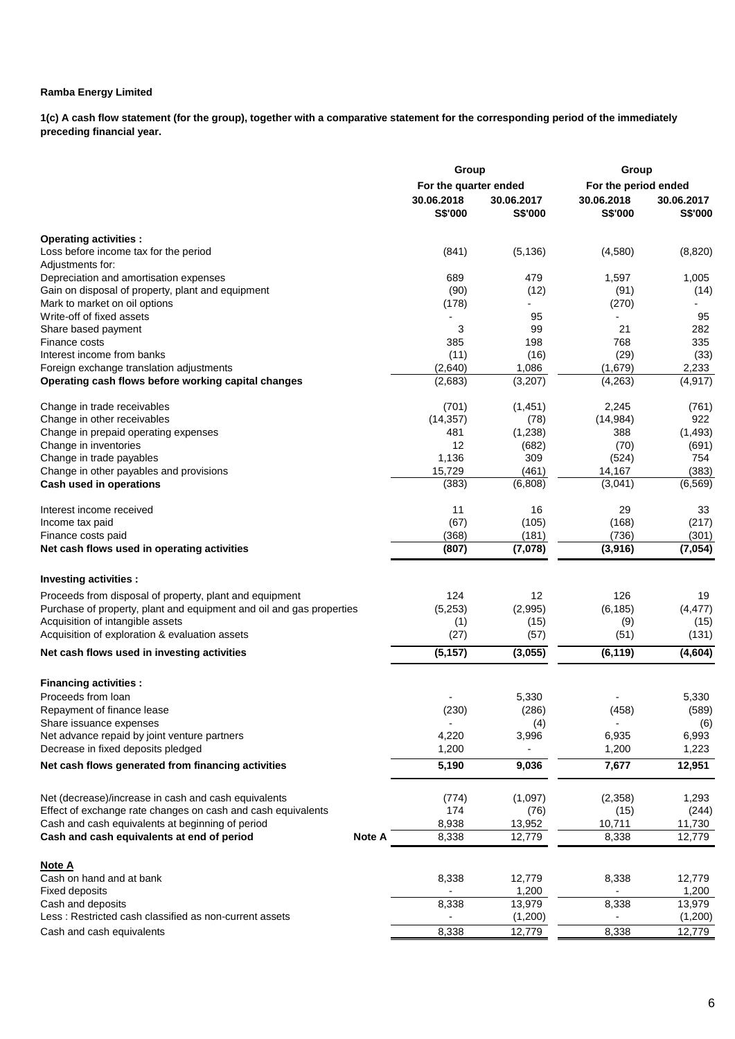**Ramba Energy Limited**

**1(c) A cash flow statement (for the group), together with a comparative statement for the corresponding period of the immediately preceding financial year.**

| | Group | | Group | |
|---|---|---|---|---|
| | For the quarter ended | | For the period ended | |
| | 30.06.2018 S$'000 | 30.06.2017 S$'000 | 30.06.2018 S$'000 | 30.06.2017 S$'000 |
| **Operating activities :** | | | | |
| Loss before income tax for the period | (841) | (5,136) | (4,580) | (8,820) |
| Adjustments for: | | | | |
| Depreciation and amortisation expenses | 689 | 479 | 1,597 | 1,005 |
| Gain on disposal of property, plant and equipment | (90) | (12) | (91) | (14) |
| Mark to market on oil options | (178) | - | (270) | - |
| Write-off of fixed assets | - | 95 | - | 95 |
| Share based payment | 3 | 99 | 21 | 282 |
| Finance costs | 385 | 198 | 768 | 335 |
| Interest income from banks | (11) | (16) | (29) | (33) |
| Foreign exchange translation adjustments | (2,640) | 1,086 | (1,679) | 2,233 |
| **Operating cash flows before working capital changes** | (2,683) | (3,207) | (4,263) | (4,917) |
| Change in trade receivables | (701) | (1,451) | 2,245 | (761) |
| Change in other receivables | (14,357) | (78) | (14,984) | 922 |
| Change in prepaid operating expenses | 481 | (1,238) | 388 | (1,493) |
| Change in inventories | 12 | (682) | (70) | (691) |
| Change in trade payables | 1,136 | 309 | (524) | 754 |
| Change in other payables and provisions | 15,729 | (461) | 14,167 | (383) |
| **Cash used in operations** | (383) | (6,808) | (3,041) | (6,569) |
| Interest income received | 11 | 16 | 29 | 33 |
| Income tax paid | (67) | (105) | (168) | (217) |
| Finance costs paid | (368) | (181) | (736) | (301) |
| **Net cash flows used in operating activities** | **(807)** | **(7,078)** | **(3,916)** | **(7,054)** |
| **Investing activities :** | | | | |
| Proceeds from disposal of property, plant and equipment | 124 | 12 | 126 | 19 |
| Purchase of property, plant and equipment and oil and gas properties | (5,253) | (2,995) | (6,185) | (4,477) |
| Acquisition of intangible assets | (1) | (15) | (9) | (15) |
| Acquisition of exploration & evaluation assets | (27) | (57) | (51) | (131) |
| **Net cash flows used in investing activities** | **(5,157)** | **(3,055)** | **(6,119)** | **(4,604)** |
| **Financing activities :** | | | | |
| Proceeds from loan | - | 5,330 | - | 5,330 |
| Repayment of finance lease | (230) | (286) | (458) | (589) |
| Share issuance expenses | - | (4) | - | (6) |
| Net advance repaid by joint venture partners | 4,220 | 3,996 | 6,935 | 6,993 |
| Decrease in fixed deposits pledged | 1,200 | - | 1,200 | 1,223 |
| **Net cash flows generated from financing activities** | **5,190** | **9,036** | **7,677** | **12,951** |
| Net (decrease)/increase in cash and cash equivalents | (774) | (1,097) | (2,358) | 1,293 |
| Effect of exchange rate changes on cash and cash equivalents | 174 | (76) | (15) | (244) |
| Cash and cash equivalents at beginning of period | 8,938 | 13,952 | 10,711 | 11,730 |
| **Cash and cash equivalents at end of period** **Note A** | 8,338 | 12,779 | 8,338 | 12,779 |

**Note A**

| | | | | |
|---|---|---|---|---|
| Cash on hand and at bank | 8,338 | 12,779 | 8,338 | 12,779 |
| Fixed deposits | - | 1,200 | - | 1,200 |
| Cash and deposits | 8,338 | 13,979 | 8,338 | 13,979 |
| Less : Restricted cash classified as non-current assets | - | (1,200) | - | (1,200) |
| Cash and cash equivalents | 8,338 | 12,779 | 8,338 | 12,779 |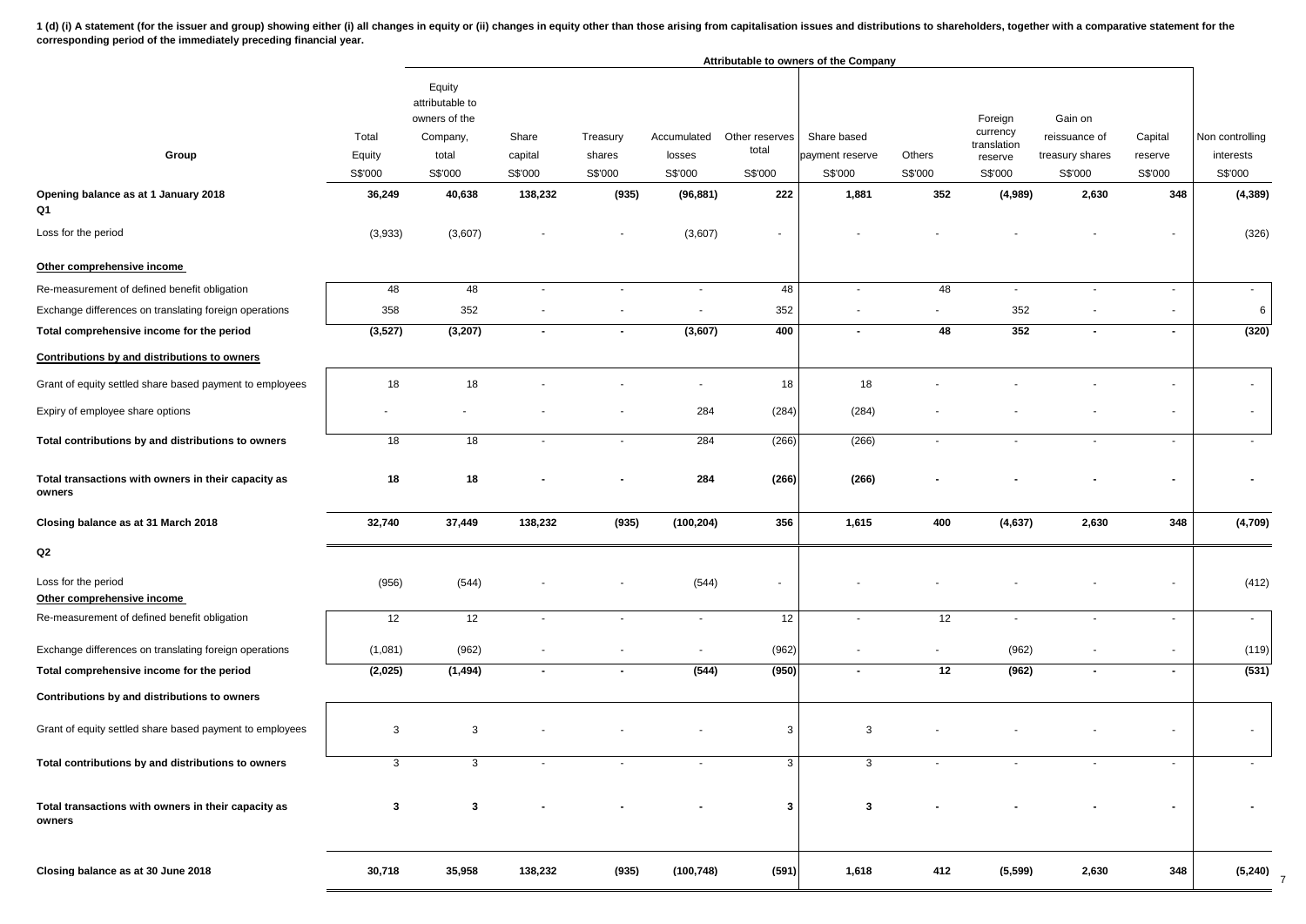**1 (d) (i) A statement (for the issuer and group) showing either (i) all changes in equity or (ii) changes in equity other than those arising from capitalisation issues and distributions to shareholders, together with a comparative statement for the corresponding period of the immediately preceding financial year.**

| | | Attributable to owners of the Company | | | | | | | | | | |
|---|---|---|---|---|---|---|---|---|---|---|---|---|
| Group | Total Equity S$'000 | Equity attributable to owners of the Company, total S$'000 | Share capital S$'000 | Treasury shares S$'000 | Accumulated losses S$'000 | Other reserves total S$'000 | Share based payment reserve S$'000 | Others S$'000 | Foreign currency translation reserve S$'000 | Gain on reissuance of treasury shares S$'000 | Capital reserve S$'000 | Non controlling interests S$'000 |
| **Opening balance as at 1 January 2018** | **36,249** | **40,638** | **138,232** | **(935)** | **(96,881)** | **222** | **1,881** | **352** | **(4,989)** | **2,630** | **348** | **(4,389)** |
| **Q1** | | | | | | | | | | | | |
| Loss for the period | (3,933) | (3,607) | - | - | (3,607) | - | - | - | - | - | - | (326) |
| **Other comprehensive income** | | | | | | | | | | | | |
| Re-measurement of defined benefit obligation | 48 | 48 | - | - | - | 48 | - | 48 | - | - | - | - |
| Exchange differences on translating foreign operations | 358 | 352 | - | - | - | 352 | - | - | 352 | - | - | 6 |
| **Total comprehensive income for the period** | **(3,527)** | **(3,207)** | **-** | **-** | **(3,607)** | **400** | **-** | **48** | **352** | **-** | **-** | **(320)** |
| **Contributions by and distributions to owners** | | | | | | | | | | | | |
| Grant of equity settled share based payment to employees | 18 | 18 | - | - | - | 18 | 18 | - | - | - | - | - |
| Expiry of employee share options | - | - | - | - | 284 | (284) | (284) | - | - | - | - | - |
| **Total contributions by and distributions to owners** | 18 | 18 | - | - | 284 | (266) | (266) | - | - | - | - | - |
| **Total transactions with owners in their capacity as owners** | **18** | **18** | **-** | **-** | **284** | **(266)** | **(266)** | **-** | **-** | **-** | **-** | **-** |
| **Closing balance as at 31 March 2018** | **32,740** | **37,449** | **138,232** | **(935)** | **(100,204)** | **356** | **1,615** | **400** | **(4,637)** | **2,630** | **348** | **(4,709)** |
| **Q2** | | | | | | | | | | | | |
| Loss for the period | (956) | (544) | - | - | (544) | - | - | - | - | - | - | (412) |
| **Other comprehensive income** | | | | | | | | | | | | |
| Re-measurement of defined benefit obligation | 12 | 12 | - | - | - | 12 | - | 12 | - | - | - | - |
| Exchange differences on translating foreign operations | (1,081) | (962) | - | - | - | (962) | - | - | (962) | - | - | (119) |
| **Total comprehensive income for the period** | **(2,025)** | **(1,494)** | **-** | **-** | **(544)** | **(950)** | **-** | **12** | **(962)** | **-** | **-** | **(531)** |
| **Contributions by and distributions to owners** | | | | | | | | | | | | |
| Grant of equity settled share based payment to employees | 3 | 3 | - | - | - | 3 | 3 | - | - | - | - | - |
| **Total contributions by and distributions to owners** | 3 | 3 | - | - | - | 3 | 3 | - | - | - | - | - |
| **Total transactions with owners in their capacity as owners** | **3** | **3** | **-** | **-** | **-** | **3** | **3** | **-** | **-** | **-** | **-** | **-** |
| **Closing balance as at 30 June 2018** | **30,718** | **35,958** | **138,232** | **(935)** | **(100,748)** | **(591)** | **1,618** | **412** | **(5,599)** | **2,630** | **348** | **(5,240)** |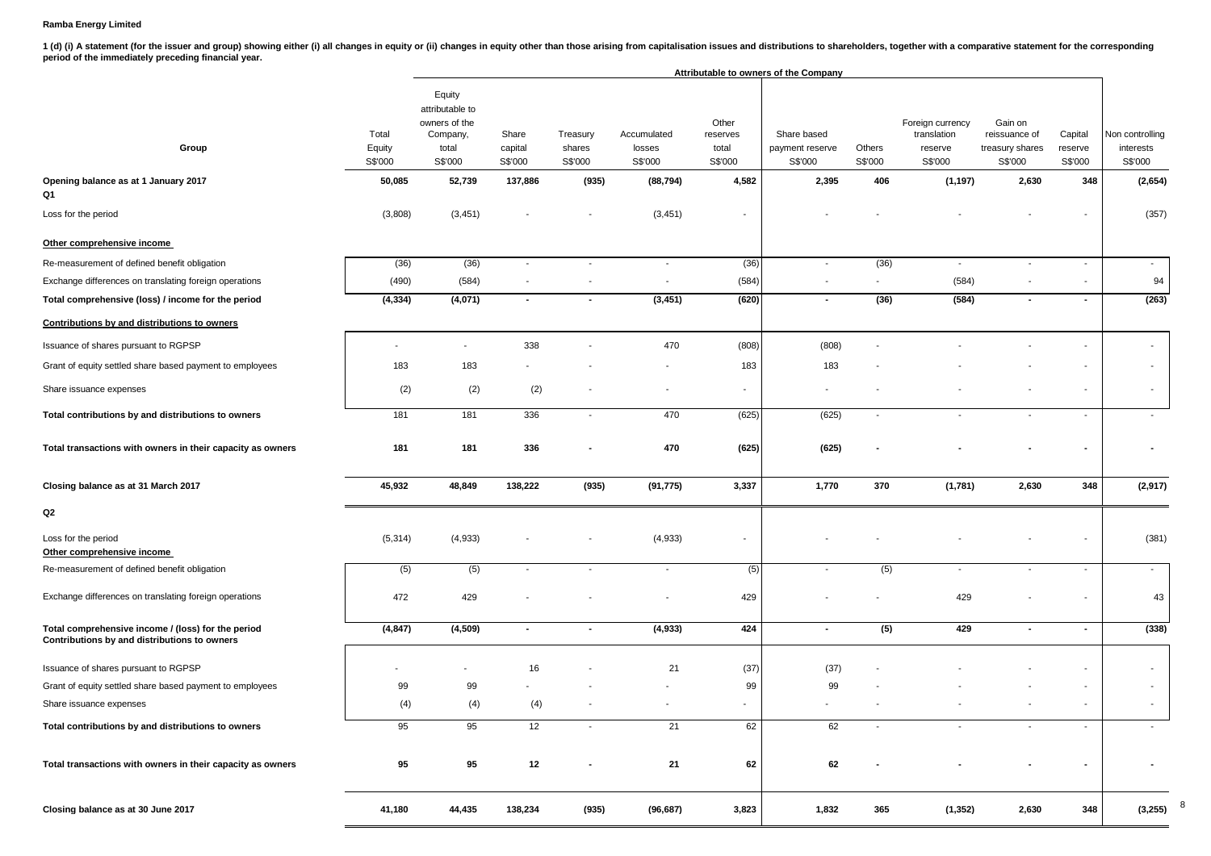**Ramba Energy Limited**

**1 (d) (i) A statement (for the issuer and group) showing either (i) all changes in equity or (ii) changes in equity other than those arising from capitalisation issues and distributions to shareholders, together with a comparative statement for the corresponding period of the immediately preceding financial year.**

| Group | Total Equity S$'000 | Equity attributable to owners of the Company, total S$'000 | Share capital S$'000 | Treasury shares S$'000 | Accumulated losses S$'000 | Other reserves total S$'000 | Share based payment reserve S$'000 | Others S$'000 | Foreign currency translation reserve S$'000 | Gain on reissuance of treasury shares S$'000 | Capital reserve S$'000 | Non controlling interests S$'000 |
|---|---|---|---|---|---|---|---|---|---|---|---|---|
| | | Attributable to owners of the Company | | | | | | | | | | |
| **Opening balance as at 1 January 2017** | **50,085** | **52,739** | **137,886** | **(935)** | **(88,794)** | **4,582** | **2,395** | **406** | **(1,197)** | **2,630** | **348** | **(2,654)** |
| **Q1** | | | | | | | | | | | | |
| Loss for the period | (3,808) | (3,451) | - | - | (3,451) | - | - | - | - | - | - | (357) |
| **Other comprehensive income** | | | | | | | | | | | | |
| Re-measurement of defined benefit obligation | (36) | (36) | - | - | - | (36) | - | (36) | - | - | - | - |
| Exchange differences on translating foreign operations | (490) | (584) | - | - | - | (584) | - | - | (584) | - | - | 94 |
| **Total comprehensive (loss) / income for the period** | **(4,334)** | **(4,071)** | **-** | **-** | **(3,451)** | **(620)** | **-** | **(36)** | **(584)** | **-** | **-** | **(263)** |
| **Contributions by and distributions to owners** | | | | | | | | | | | | |
| Issuance of shares pursuant to RGPSP | - | - | 338 | - | 470 | (808) | (808) | - | - | - | - | - |
| Grant of equity settled share based payment to employees | 183 | 183 | - | - | - | 183 | 183 | - | - | - | - | - |
| Share issuance expenses | (2) | (2) | (2) | - | - | - | - | - | - | - | - | - |
| **Total contributions by and distributions to owners** | 181 | 181 | 336 | - | 470 | (625) | (625) | - | - | - | - | - |
| **Total transactions with owners in their capacity as owners** | **181** | **181** | **336** | **-** | **470** | **(625)** | **(625)** | **-** | **-** | **-** | **-** | **-** |
| **Closing balance as at 31 March 2017** | **45,932** | **48,849** | **138,222** | **(935)** | **(91,775)** | **3,337** | **1,770** | **370** | **(1,781)** | **2,630** | **348** | **(2,917)** |
| **Q2** | | | | | | | | | | | | |
| Loss for the period | (5,314) | (4,933) | - | - | (4,933) | - | - | - | - | - | - | (381) |
| **Other comprehensive income** | | | | | | | | | | | | |
| Re-measurement of defined benefit obligation | (5) | (5) | - | - | - | (5) | - | (5) | - | - | - | - |
| Exchange differences on translating foreign operations | 472 | 429 | - | - | - | 429 | - | - | 429 | - | - | 43 |
| **Total comprehensive income / (loss) for the period** | **(4,847)** | **(4,509)** | **-** | **-** | **(4,933)** | **424** | **-** | **(5)** | **429** | **-** | **-** | **(338)** |
| **Contributions by and distributions to owners** | | | | | | | | | | | | |
| Issuance of shares pursuant to RGPSP | - | - | 16 | - | 21 | (37) | (37) | - | - | - | - | - |
| Grant of equity settled share based payment to employees | 99 | 99 | - | - | - | 99 | 99 | - | - | - | - | - |
| Share issuance expenses | (4) | (4) | (4) | - | - | - | - | - | - | - | - | - |
| **Total contributions by and distributions to owners** | 95 | 95 | 12 | - | 21 | 62 | 62 | - | - | - | - | - |
| **Total transactions with owners in their capacity as owners** | **95** | **95** | **12** | **-** | **21** | **62** | **62** | **-** | **-** | **-** | **-** | **-** |
| **Closing balance as at 30 June 2017** | **41,180** | **44,435** | **138,234** | **(935)** | **(96,687)** | **3,823** | **1,832** | **365** | **(1,352)** | **2,630** | **348** | **(3,255)** |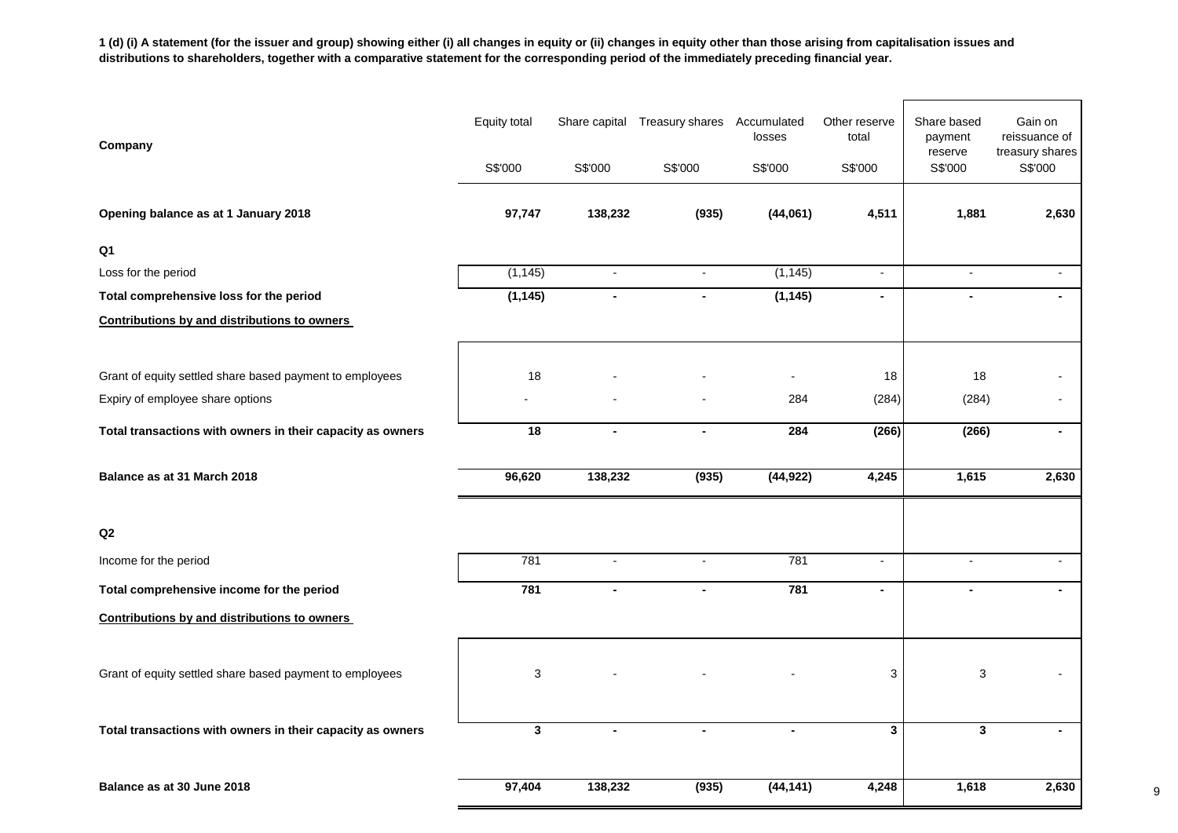**1 (d) (i) A statement (for the issuer and group) showing either (i) all changes in equity or (ii) changes in equity other than those arising from capitalisation issues and distributions to shareholders, together with a comparative statement for the corresponding period of the immediately preceding financial year.**

| Company | Equity total | Share capital | Treasury shares | Accumulated losses | Other reserve total | Share based payment reserve | Gain on reissuance of treasury shares |
|---|---|---|---|---|---|---|---|
| | S$'000 | S$'000 | S$'000 | S$'000 | S$'000 | S$'000 | S$'000 |
| **Opening balance as at 1 January 2018** | **97,747** | **138,232** | **(935)** | **(44,061)** | **4,511** | **1,881** | **2,630** |
| **Q1** | | | | | | | |
| Loss for the period | (1,145) | - | - | (1,145) | - | - | - |
| **Total comprehensive loss for the period** | **(1,145)** | **-** | **-** | **(1,145)** | **-** | **-** | **-** |
| **Contributions by and distributions to owners** | | | | | | | |
| Grant of equity settled share based payment to employees | 18 | - | - | - | 18 | 18 | - |
| Expiry of employee share options | - | - | - | 284 | (284) | (284) | - |
| **Total transactions with owners in their capacity as owners** | **18** | **-** | **-** | **284** | **(266)** | **(266)** | **-** |
| **Balance as at 31 March 2018** | **96,620** | **138,232** | **(935)** | **(44,922)** | **4,245** | **1,615** | **2,630** |
| **Q2** | | | | | | | |
| Income for the period | 781 | - | - | 781 | - | - | - |
| **Total comprehensive income for the period** | **781** | **-** | **-** | **781** | **-** | **-** | **-** |
| **Contributions by and distributions to owners** | | | | | | | |
| Grant of equity settled share based payment to employees | 3 | - | - | - | 3 | 3 | - |
| **Total transactions with owners in their capacity as owners** | **3** | **-** | **-** | **-** | **3** | **3** | **-** |
| **Balance as at 30 June 2018** | **97,404** | **138,232** | **(935)** | **(44,141)** | **4,248** | **1,618** | **2,630** |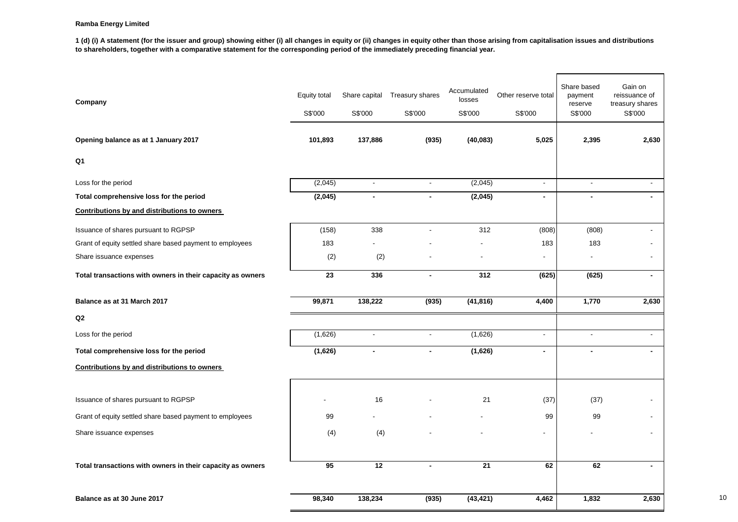**Ramba Energy Limited**

**1 (d) (i) A statement (for the issuer and group) showing either (i) all changes in equity or (ii) changes in equity other than those arising from capitalisation issues and distributions to shareholders, together with a comparative statement for the corresponding period of the immediately preceding financial year.**

| Company | Equity total | Share capital | Treasury shares | Accumulated losses | Other reserve total | Share based payment reserve | Gain on reissuance of treasury shares |
|---|---|---|---|---|---|---|---|
| | S$'000 | S$'000 | S$'000 | S$'000 | S$'000 | S$'000 | S$'000 |
| **Opening balance as at 1 January 2017** | **101,893** | **137,886** | **(935)** | **(40,083)** | **5,025** | **2,395** | **2,630** |
| **Q1** | | | | | | | |
| Loss for the period | (2,045) | - | - | (2,045) | - | - | - |
| **Total comprehensive loss for the period** | **(2,045)** | **-** | **-** | **(2,045)** | **-** | **-** | **-** |
| **Contributions by and distributions to owners** | | | | | | | |
| Issuance of shares pursuant to RGPSP | (158) | 338 | - | 312 | (808) | (808) | - |
| Grant of equity settled share based payment to employees | 183 | - | - | - | 183 | 183 | - |
| Share issuance expenses | (2) | (2) | - | - | - | - | - |
| **Total transactions with owners in their capacity as owners** | **23** | **336** | **-** | **312** | **(625)** | **(625)** | **-** |
| **Balance as at 31 March 2017** | **99,871** | **138,222** | **(935)** | **(41,816)** | **4,400** | **1,770** | **2,630** |
| **Q2** | | | | | | | |
| Loss for the period | (1,626) | - | - | (1,626) | - | - | - |
| **Total comprehensive loss for the period** | **(1,626)** | **-** | **-** | **(1,626)** | **-** | **-** | **-** |
| **Contributions by and distributions to owners** | | | | | | | |
| Issuance of shares pursuant to RGPSP | - | 16 | - | 21 | (37) | (37) | - |
| Grant of equity settled share based payment to employees | 99 | - | - | - | 99 | 99 | - |
| Share issuance expenses | (4) | (4) | - | - | - | - | - |
| **Total transactions with owners in their capacity as owners** | **95** | **12** | **-** | **21** | **62** | **62** | **-** |
| **Balance as at 30 June 2017** | **98,340** | **138,234** | **(935)** | **(43,421)** | **4,462** | **1,832** | **2,630** |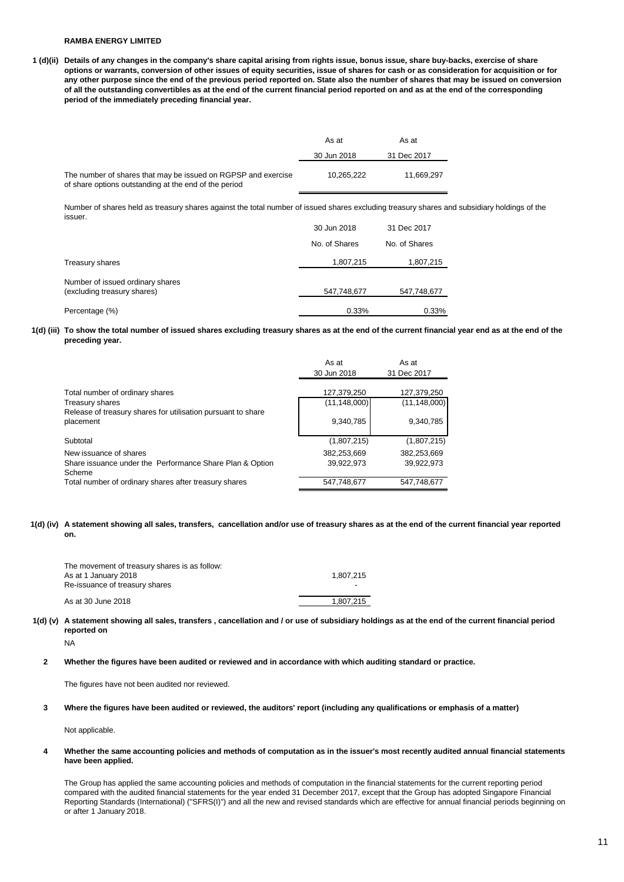**RAMBA ENERGY LIMITED**

**1 (d)(ii) Details of any changes in the company's share capital arising from rights issue, bonus issue, share buy-backs, exercise of share options or warrants, conversion of other issues of equity securities, issue of shares for cash or as consideration for acquisition or for any other purpose since the end of the previous period reported on. State also the number of shares that may be issued on conversion of all the outstanding convertibles as at the end of the current financial period reported on and as at the end of the corresponding period of the immediately preceding financial year.**

| | As at 30 Jun 2018 | As at 31 Dec 2017 |
|---|---|---|
| The number of shares that may be issued on RGPSP and exercise of share options outstanding at the end of the period | 10,265,222 | 11,669,297 |

Number of shares held as treasury shares against the total number of issued shares excluding treasury shares and subsidiary holdings of the issuer.

| | 30 Jun 2018 | 31 Dec 2017 |
|---|---|---|
| | No. of Shares | No. of Shares |
| Treasury shares | 1,807,215 | 1,807,215 |
| Number of issued ordinary shares (excluding treasury shares) | 547,748,677 | 547,748,677 |
| Percentage (%) | 0.33% | 0.33% |

**1(d) (iii) To show the total number of issued shares excluding treasury shares as at the end of the current financial year end as at the end of the preceding year.**

| | As at 30 Jun 2018 | As at 31 Dec 2017 |
|---|---|---|
| Total number of ordinary shares | 127,379,250 | 127,379,250 |
| Treasury shares | (11,148,000) | (11,148,000) |
| Release of treasury shares for utilisation pursuant to share placement | 9,340,785 | 9,340,785 |
| Subtotal | (1,807,215) | (1,807,215) |
| New issuance of shares | 382,253,669 | 382,253,669 |
| Share issuance under the Performance Share Plan & Option Scheme | 39,922,973 | 39,922,973 |
| Total number of ordinary shares after treasury shares | 547,748,677 | 547,748,677 |

**1(d) (iv) A statement showing all sales, transfers, cancellation and/or use of treasury shares as at the end of the current financial year reported on.**

| The movement of treasury shares is as follow: | |
|---|---|
| As at 1 January 2018 | 1,807,215 |
| Re-issuance of treasury shares | - |
| As at 30 June 2018 | 1,807,215 |

**1(d) (v) A statement showing all sales, transfers , cancellation and / or use of subsidiary holdings as at the end of the current financial period reported on**

NA

**2 Whether the figures have been audited or reviewed and in accordance with which auditing standard or practice.**

The figures have not been audited nor reviewed.

**3 Where the figures have been audited or reviewed, the auditors' report (including any qualifications or emphasis of a matter)**

Not applicable.

**4 Whether the same accounting policies and methods of computation as in the issuer's most recently audited annual financial statements have been applied.**

The Group has applied the same accounting policies and methods of computation in the financial statements for the current reporting period compared with the audited financial statements for the year ended 31 December 2017, except that the Group has adopted Singapore Financial Reporting Standards (International) ("SFRS(I)") and all the new and revised standards which are effective for annual financial periods beginning on or after 1 January 2018.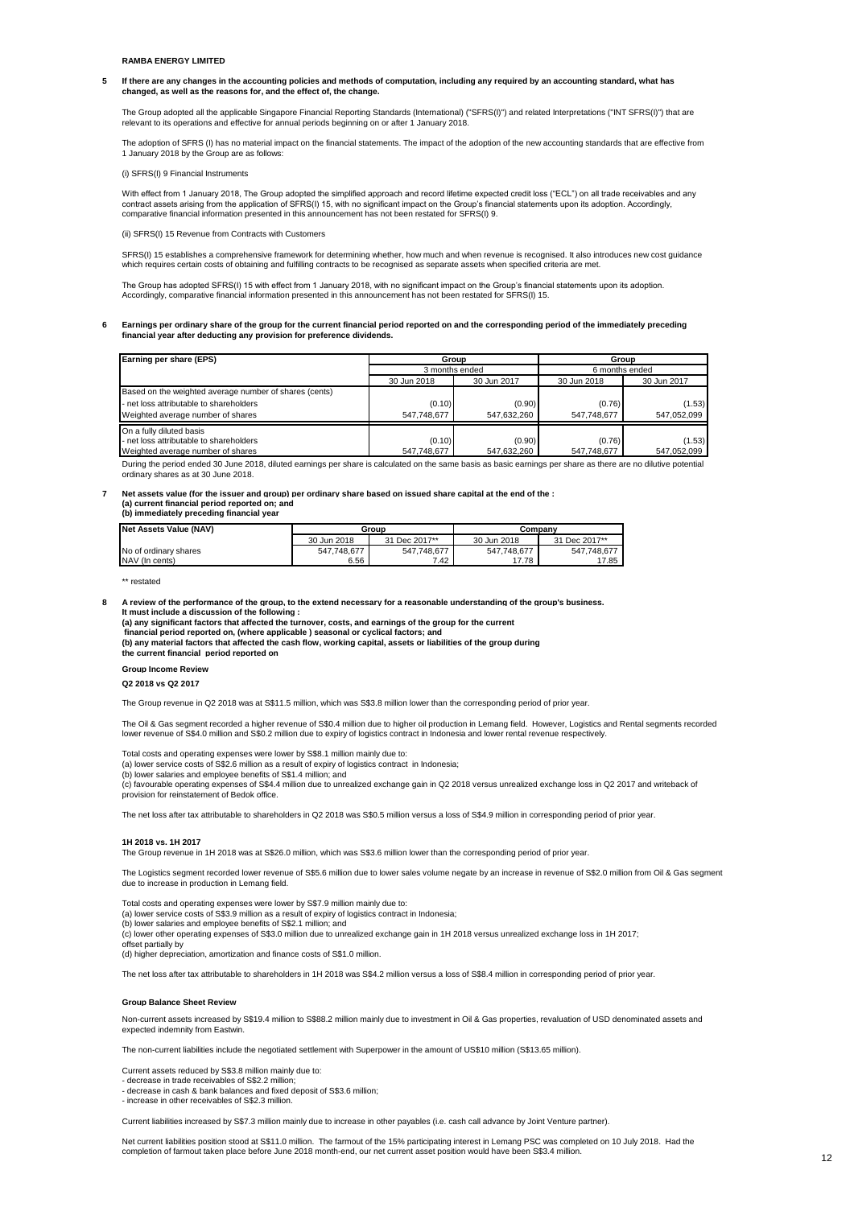**RAMBA ENERGY LIMITED**

**5 If there are any changes in the accounting policies and methods of computation, including any required by an accounting standard, what has changed, as well as the reasons for, and the effect of, the change.**

The Group adopted all the applicable Singapore Financial Reporting Standards (International) ("SFRS(I)") and related Interpretations ("INT SFRS(I)") that are relevant to its operations and effective for annual periods beginning on or after 1 January 2018.

The adoption of SFRS (I) has no material impact on the financial statements. The impact of the adoption of the new accounting standards that are effective from 1 January 2018 by the Group are as follows:

(i) SFRS(I) 9 Financial Instruments

With effect from 1 January 2018, The Group adopted the simplified approach and record lifetime expected credit loss ("ECL") on all trade receivables and any contract assets arising from the application of SFRS(I) 15, with no significant impact on the Group's financial statements upon its adoption. Accordingly, comparative financial information presented in this announcement has not been restated for SFRS(I) 9.

(ii) SFRS(I) 15 Revenue from Contracts with Customers

SFRS(I) 15 establishes a comprehensive framework for determining whether, how much and when revenue is recognised. It also introduces new cost guidance which requires certain costs of obtaining and fulfilling contracts to be recognised as separate assets when specified criteria are met.

The Group has adopted SFRS(I) 15 with effect from 1 January 2018, with no significant impact on the Group's financial statements upon its adoption. Accordingly, comparative financial information presented in this announcement has not been restated for SFRS(I) 15.

**6 Earnings per ordinary share of the group for the current financial period reported on and the corresponding period of the immediately preceding financial year after deducting any provision for preference dividends.**

| Earning per share (EPS) | Group | | Group | |
|---|---|---|---|---|
| | 3 months ended | | 6 months ended | |
| | 30 Jun 2018 | 30 Jun 2017 | 30 Jun 2018 | 30 Jun 2017 |
| Based on the weighted average number of shares (cents) | | | | |
| - net loss attributable to shareholders | (0.10) | (0.90) | (0.76) | (1.53) |
| Weighted average number of shares | 547,748,677 | 547,632,260 | 547,748,677 | 547,052,099 |
| On a fully diluted basis | | | | |
| - net loss attributable to shareholders | (0.10) | (0.90) | (0.76) | (1.53) |
| Weighted average number of shares | 547,748,677 | 547,632,260 | 547,748,677 | 547,052,099 |

During the period ended 30 June 2018, diluted earnings per share is calculated on the same basis as basic earnings per share as there are no dilutive potential ordinary shares as at 30 June 2018.

**7 Net assets value (for the issuer and group) per ordinary share based on issued share capital at the end of the :**
**(a) current financial period reported on; and**
**(b) immediately preceding financial year**

| Net Assets Value (NAV) | Group | | Company | |
|---|---|---|---|---|
| | 30 Jun 2018 | 31 Dec 2017** | 30 Jun 2018 | 31 Dec 2017** |
| No of ordinary shares | 547,748,677 | 547,748,677 | 547,748,677 | 547,748,677 |
| NAV (In cents) | 6.56 | 7.42 | 17.78 | 17.85 |

** restated

**8 A review of the performance of the group, to the extend necessary for a reasonable understanding of the group's business. It must include a discussion of the following :**
**(a) any significant factors that affected the turnover, costs, and earnings of the group for the current financial period reported on, (where applicable ) seasonal or cyclical factors; and**
**(b) any material factors that affected the cash flow, working capital, assets or liabilities of the group during the current financial period reported on**

**Group Income Review**

**Q2 2018 vs Q2 2017**

The Group revenue in Q2 2018 was at S$11.5 million, which was S$3.8 million lower than the corresponding period of prior year.

The Oil & Gas segment recorded a higher revenue of S$0.4 million due to higher oil production in Lemang field. However, Logistics and Rental segments recorded lower revenue of S$4.0 million and S$0.2 million due to expiry of logistics contract in Indonesia and lower rental revenue respectively.

Total costs and operating expenses were lower by S$8.1 million mainly due to:
(a) lower service costs of S$2.6 million as a result of expiry of logistics contract in Indonesia;
(b) lower salaries and employee benefits of S$1.4 million; and
(c) favourable operating expenses of S$4.4 million due to unrealized exchange gain in Q2 2018 versus unrealized exchange loss in Q2 2017 and writeback of provision for reinstatement of Bedok office.

The net loss after tax attributable to shareholders in Q2 2018 was S$0.5 million versus a loss of S$4.9 million in corresponding period of prior year.

**1H 2018 vs. 1H 2017**

The Group revenue in 1H 2018 was at S$26.0 million, which was S$3.6 million lower than the corresponding period of prior year.

The Logistics segment recorded lower revenue of S$5.6 million due to lower sales volume negate by an increase in revenue of S$2.0 million from Oil & Gas segment due to increase in production in Lemang field.

Total costs and operating expenses were lower by S$7.9 million mainly due to:
(a) lower service costs of S$3.9 million as a result of expiry of logistics contract in Indonesia;
(b) lower salaries and employee benefits of S$2.1 million; and
(c) lower other operating expenses of S$3.0 million due to unrealized exchange gain in 1H 2018 versus unrealized exchange loss in 1H 2017;
offset partially by
(d) higher depreciation, amortization and finance costs of S$1.0 million.

The net loss after tax attributable to shareholders in 1H 2018 was S$4.2 million versus a loss of S$8.4 million in corresponding period of prior year.

**Group Balance Sheet Review**

Non-current assets increased by S$19.4 million to S$88.2 million mainly due to investment in Oil & Gas properties, revaluation of USD denominated assets and expected indemnity from Eastwin.

The non-current liabilities include the negotiated settlement with Superpower in the amount of US$10 million (S$13.65 million).

Current assets reduced by S$3.8 million mainly due to:
- decrease in trade receivables of S$2.2 million;
- decrease in cash & bank balances and fixed deposit of S$3.6 million;
- increase in other receivables of S$2.3 million.

Current liabilities increased by S$7.3 million mainly due to increase in other payables (i.e. cash call advance by Joint Venture partner).

Net current liabilities position stood at S$11.0 million. The farmout of the 15% participating interest in Lemang PSC was completed on 10 July 2018. Had the completion of farmout taken place before June 2018 month-end, our net current asset position would have been S$3.4 million.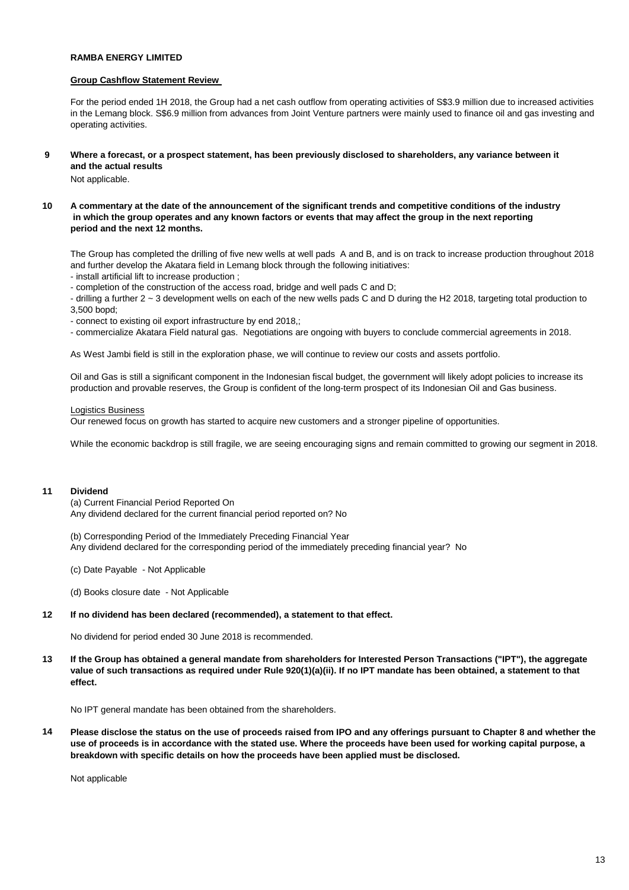**RAMBA ENERGY LIMITED**

**Group Cashflow Statement Review**

For the period ended 1H 2018, the Group had a net cash outflow from operating activities of S$3.9 million due to increased activities in the Lemang block. S$6.9 million from advances from Joint Venture partners were mainly used to finance oil and gas investing and operating activities.

**9 Where a forecast, or a prospect statement, has been previously disclosed to shareholders, any variance between it and the actual results**

Not applicable.

**10 A commentary at the date of the announcement of the significant trends and competitive conditions of the industry in which the group operates and any known factors or events that may affect the group in the next reporting period and the next 12 months.**

The Group has completed the drilling of five new wells at well pads A and B, and is on track to increase production throughout 2018 and further develop the Akatara field in Lemang block through the following initiatives:

- install artificial lift to increase production ;
- completion of the construction of the access road, bridge and well pads C and D;
- drilling a further 2 ~ 3 development wells on each of the new wells pads C and D during the H2 2018, targeting total production to 3,500 bopd;
- connect to existing oil export infrastructure by end 2018,;
- commercialize Akatara Field natural gas. Negotiations are ongoing with buyers to conclude commercial agreements in 2018.

As West Jambi field is still in the exploration phase, we will continue to review our costs and assets portfolio.

Oil and Gas is still a significant component in the Indonesian fiscal budget, the government will likely adopt policies to increase its production and provable reserves, the Group is confident of the long-term prospect of its Indonesian Oil and Gas business.

Logistics Business

Our renewed focus on growth has started to acquire new customers and a stronger pipeline of opportunities.

While the economic backdrop is still fragile, we are seeing encouraging signs and remain committed to growing our segment in 2018.

**11 Dividend**

(a) Current Financial Period Reported On

Any dividend declared for the current financial period reported on? No

(b) Corresponding Period of the Immediately Preceding Financial Year

Any dividend declared for the corresponding period of the immediately preceding financial year? No

(c) Date Payable - Not Applicable

(d) Books closure date - Not Applicable

**12 If no dividend has been declared (recommended), a statement to that effect.**

No dividend for period ended 30 June 2018 is recommended.

**13 If the Group has obtained a general mandate from shareholders for Interested Person Transactions ("IPT"), the aggregate value of such transactions as required under Rule 920(1)(a)(ii). If no IPT mandate has been obtained, a statement to that effect.**

No IPT general mandate has been obtained from the shareholders.

**14 Please disclose the status on the use of proceeds raised from IPO and any offerings pursuant to Chapter 8 and whether the use of proceeds is in accordance with the stated use. Where the proceeds have been used for working capital purpose, a breakdown with specific details on how the proceeds have been applied must be disclosed.**

Not applicable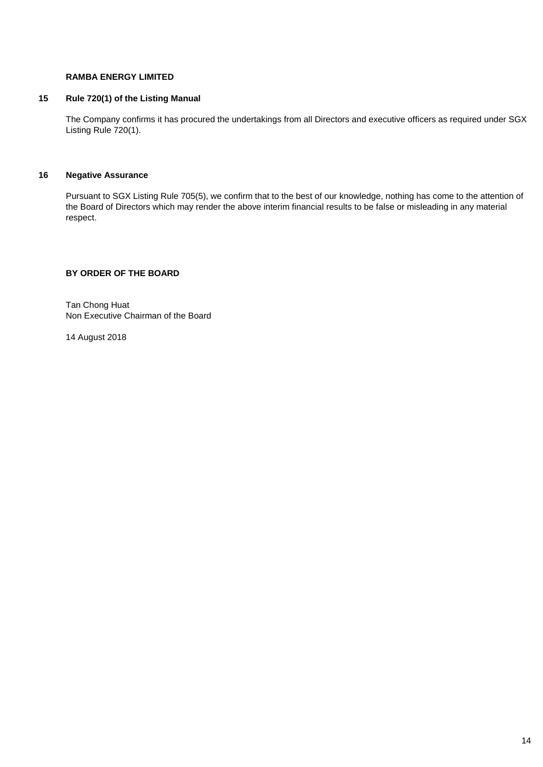**RAMBA ENERGY LIMITED**

## 15 Rule 720(1) of the Listing Manual

The Company confirms it has procured the undertakings from all Directors and executive officers as required under SGX Listing Rule 720(1).

## 16 Negative Assurance

Pursuant to SGX Listing Rule 705(5), we confirm that to the best of our knowledge, nothing has come to the attention of the Board of Directors which may render the above interim financial results to be false or misleading in any material respect.

**BY ORDER OF THE BOARD**

Tan Chong Huat
Non Executive Chairman of the Board

14 August 2018